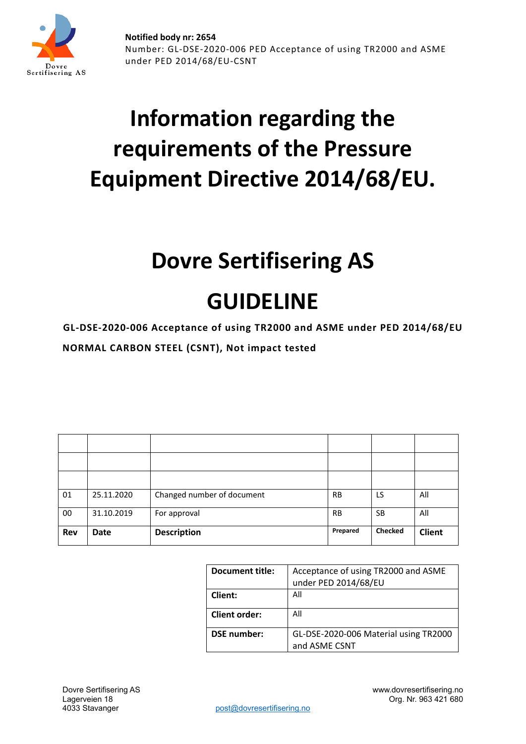**Notified body nr: 2654**
Number: GL-DSE-2020-006 PED Acceptance of using TR2000 and ASME under PED 2014/68/EU-CSNT

# Information regarding the requirements of the Pressure Equipment Directive 2014/68/EU.

# Dovre Sertifisering AS

# GUIDELINE

**GL-DSE-2020-006 Acceptance of using TR2000 and ASME under PED 2014/68/EU**

**NORMAL CARBON STEEL (CSNT), Not impact tested**

| | | | | | |
|---|---|---|---|---|---|
| | | | | | |
| | | | | | |
| | | | | | |
| 01 | 25.11.2020 | Changed number of document | RB | LS | All |
| 00 | 31.10.2019 | For approval | RB | SB | All |
| **Rev** | **Date** | **Description** | **Prepared** | **Checked** | **Client** |

| | |
|---|---|
| **Document title:** | Acceptance of using TR2000 and ASME under PED 2014/68/EU |
| **Client:** | All |
| **Client order:** | All |
| **DSE number:** | GL-DSE-2020-006 Material using TR2000 and ASME CSNT |

Dovre Sertifisering AS
Lagerveien 18
4033 Stavanger

post@dovresertifisering.no

www.dovresertifisering.no
Org. Nr. 963 421 680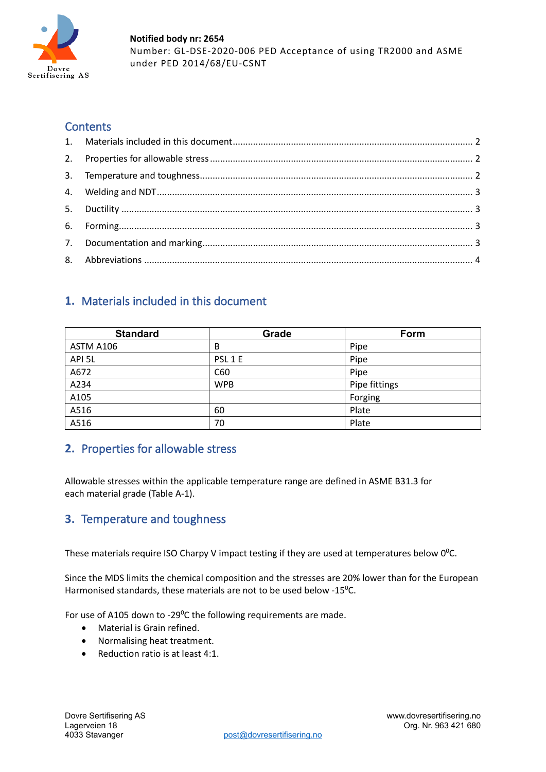**Notified body nr: 2654**
Number: GL-DSE-2020-006 PED Acceptance of using TR2000 and ASME under PED 2014/68/EU-CSNT

## Contents

1. Materials included in this document ..... 2
2. Properties for allowable stress ..... 2
3. Temperature and toughness ..... 2
4. Welding and NDT ..... 3
5. Ductility ..... 3
6. Forming ..... 3
7. Documentation and marking ..... 3
8. Abbreviations ..... 4

## 1. Materials included in this document

| Standard | Grade | Form |
|---|---|---|
| ASTM A106 | B | Pipe |
| API 5L | PSL 1 E | Pipe |
| A672 | C60 | Pipe |
| A234 | WPB | Pipe fittings |
| A105 | | Forging |
| A516 | 60 | Plate |
| A516 | 70 | Plate |

## 2. Properties for allowable stress

Allowable stresses within the applicable temperature range are defined in ASME B31.3 for each material grade (Table A-1).

## 3. Temperature and toughness

These materials require ISO Charpy V impact testing if they are used at temperatures below $0^0$C.

Since the MDS limits the chemical composition and the stresses are 20% lower than for the European Harmonised standards, these materials are not to be used below -$15^0$C.

For use of A105 down to -$29^0$C the following requirements are made.

- Material is Grain refined.
- Normalising heat treatment.
- Reduction ratio is at least 4:1.

Dovre Sertifisering AS
Lagerveien 18
4033 Stavanger

post@dovresertifisering.no

www.dovresertifisering.no
Org. Nr. 963 421 680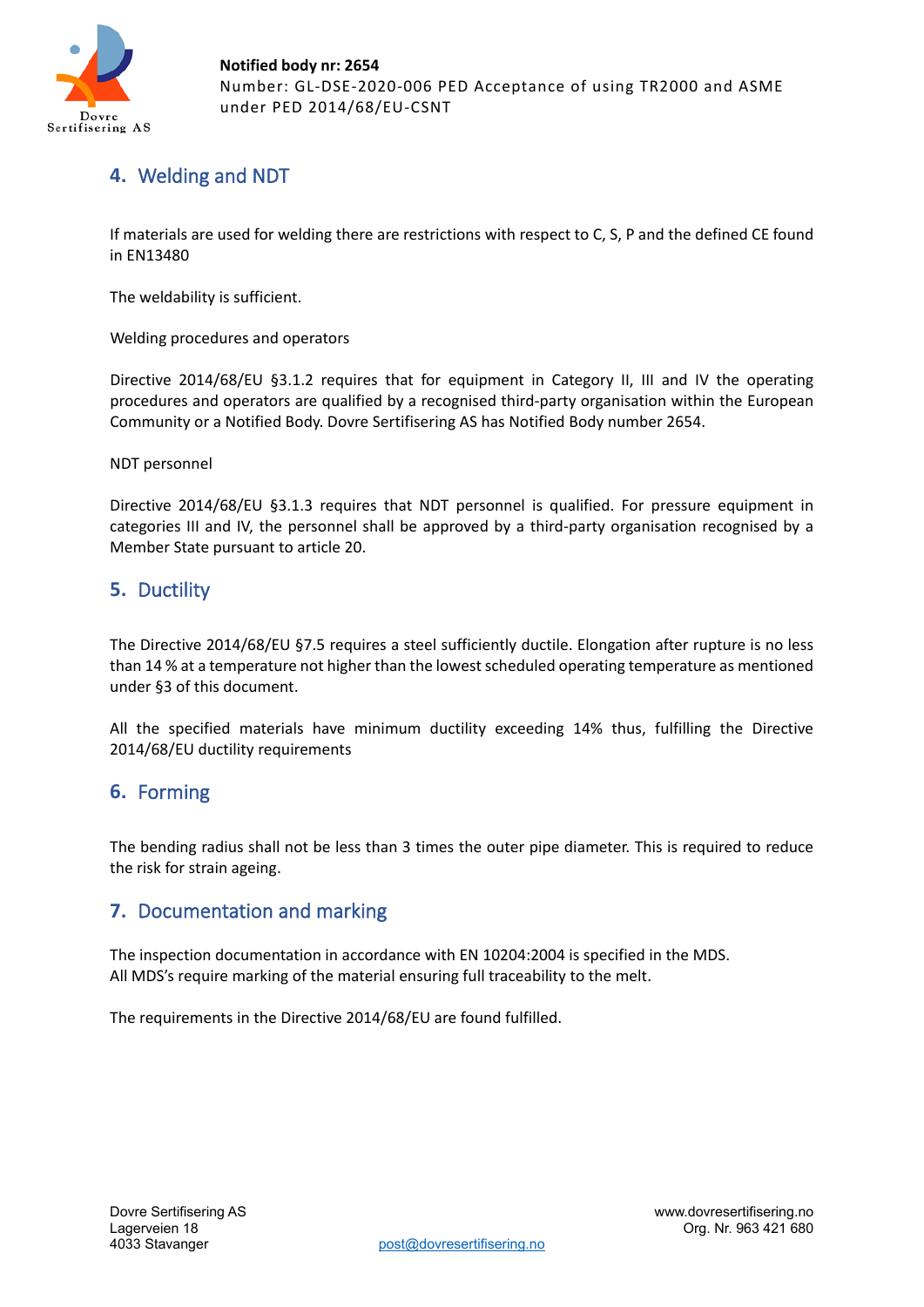## 4. Welding and NDT

If materials are used for welding there are restrictions with respect to C, S, P and the defined CE found in EN13480

The weldability is sufficient.

Welding procedures and operators

Directive 2014/68/EU §3.1.2 requires that for equipment in Category II, III and IV the operating procedures and operators are qualified by a recognised third-party organisation within the European Community or a Notified Body. Dovre Sertifisering AS has Notified Body number 2654.

NDT personnel

Directive 2014/68/EU §3.1.3 requires that NDT personnel is qualified. For pressure equipment in categories III and IV, the personnel shall be approved by a third-party organisation recognised by a Member State pursuant to article 20.

## 5. Ductility

The Directive 2014/68/EU §7.5 requires a steel sufficiently ductile. Elongation after rupture is no less than 14 % at a temperature not higher than the lowest scheduled operating temperature as mentioned under §3 of this document.

All the specified materials have minimum ductility exceeding 14% thus, fulfilling the Directive 2014/68/EU ductility requirements

## 6. Forming

The bending radius shall not be less than 3 times the outer pipe diameter. This is required to reduce the risk for strain ageing.

## 7. Documentation and marking

The inspection documentation in accordance with EN 10204:2004 is specified in the MDS.
All MDS's require marking of the material ensuring full traceability to the melt.

The requirements in the Directive 2014/68/EU are found fulfilled.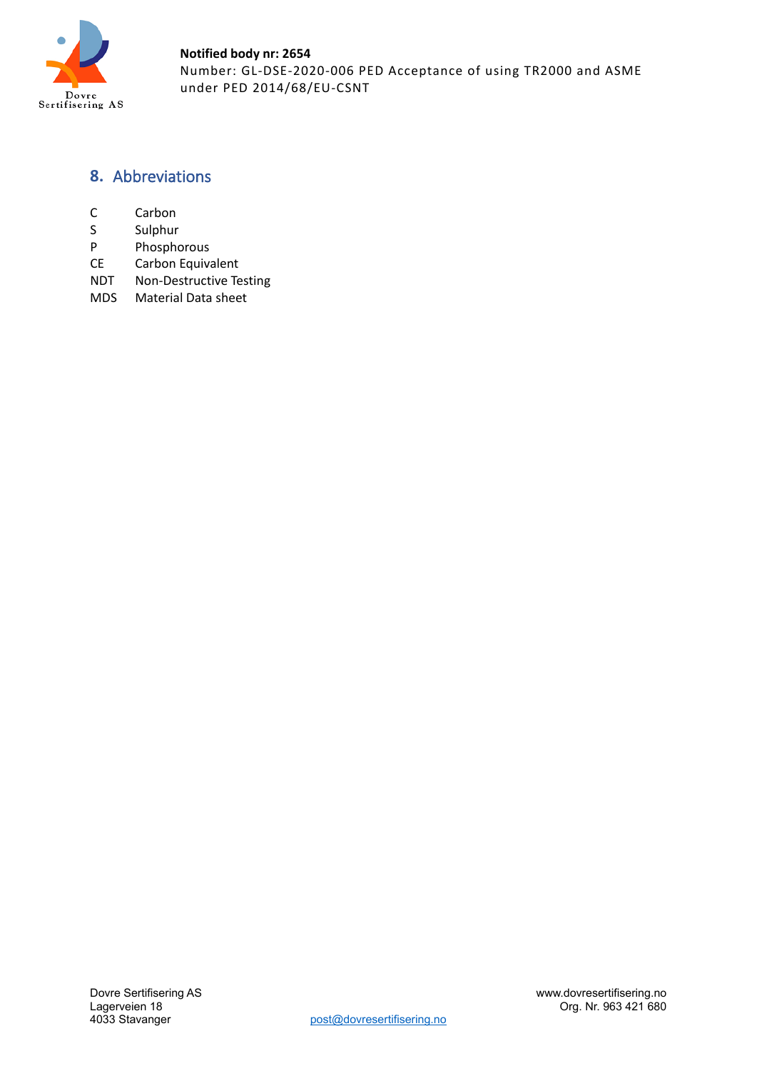## 8. Abbreviations

| | |
|---|---|
| C | Carbon |
| S | Sulphur |
| P | Phosphorous |
| CE | Carbon Equivalent |
| NDT | Non-Destructive Testing |
| MDS | Material Data sheet |